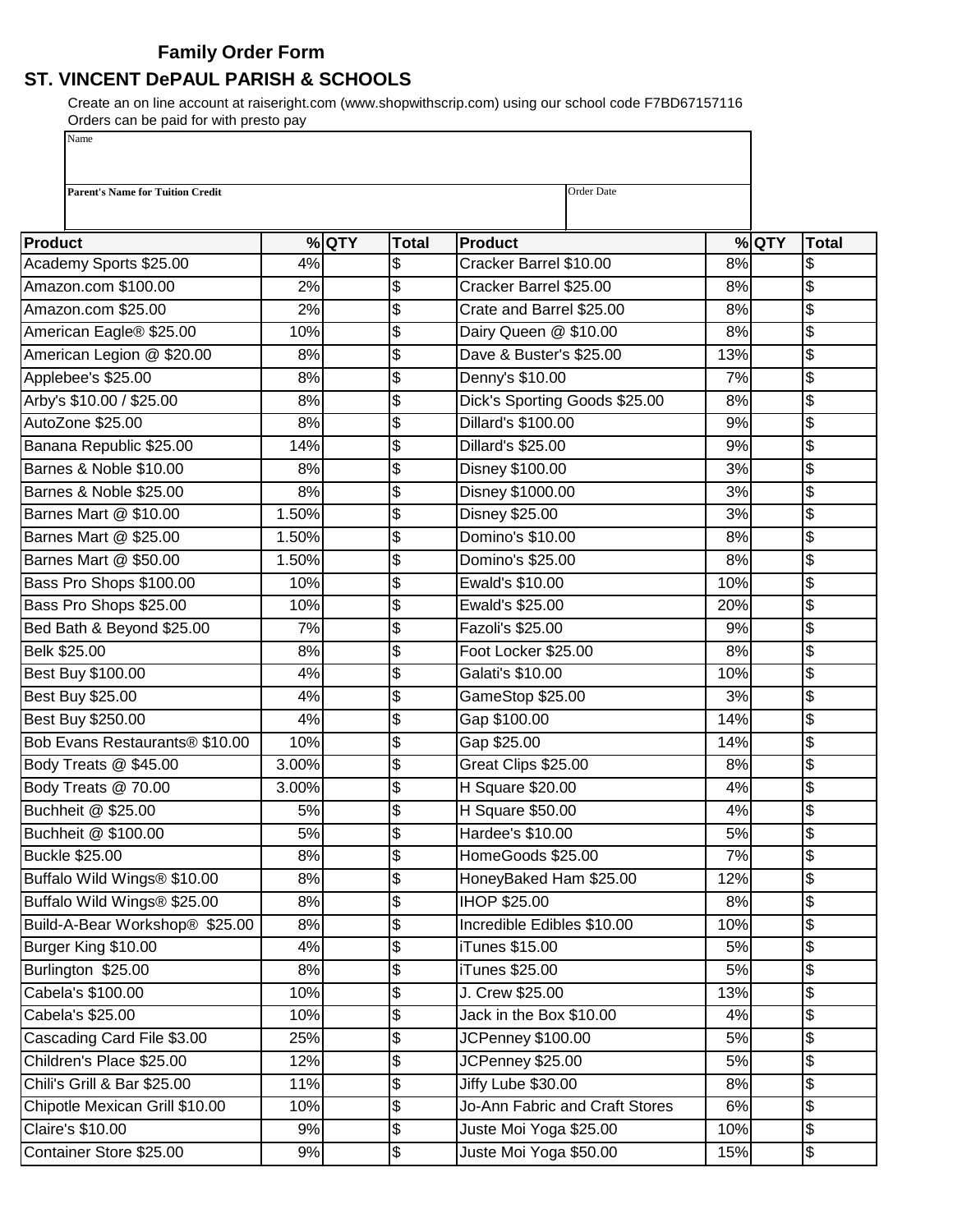**Family Order Form**

## ST. VINCENT DePAUL PARISH & SCHOOLS

Create an on line account at raiseright.com (www.shopwithscrip.com) using our school code F7BD67157116
Orders can be paid for with presto pay

| Name | |
|---|---|
| **Parent's Name for Tuition Credit** | Order Date |

| Product | % | QTY | Total | Product | % | QTY | Total |
|---|---|---|---|---|---|---|---|
| Academy Sports $25.00 | 4% | | $ | Cracker Barrel $10.00 | 8% | | $ |
| Amazon.com $100.00 | 2% | | $ | Cracker Barrel $25.00 | 8% | | $ |
| Amazon.com $25.00 | 2% | | $ | Crate and Barrel $25.00 | 8% | | $ |
| American Eagle® $25.00 | 10% | | $ | Dairy Queen @ $10.00 | 8% | | $ |
| American Legion @ $20.00 | 8% | | $ | Dave & Buster's $25.00 | 13% | | $ |
| Applebee's $25.00 | 8% | | $ | Denny's $10.00 | 7% | | $ |
| Arby's $10.00 / $25.00 | 8% | | $ | Dick's Sporting Goods $25.00 | 8% | | $ |
| AutoZone $25.00 | 8% | | $ | Dillard's $100.00 | 9% | | $ |
| Banana Republic $25.00 | 14% | | $ | Dillard's $25.00 | 9% | | $ |
| Barnes & Noble $10.00 | 8% | | $ | Disney $100.00 | 3% | | $ |
| Barnes & Noble $25.00 | 8% | | $ | Disney $1000.00 | 3% | | $ |
| Barnes Mart @ $10.00 | 1.50% | | $ | Disney $25.00 | 3% | | $ |
| Barnes Mart @ $25.00 | 1.50% | | $ | Domino's $10.00 | 8% | | $ |
| Barnes Mart @ $50.00 | 1.50% | | $ | Domino's $25.00 | 8% | | $ |
| Bass Pro Shops $100.00 | 10% | | $ | Ewald's $10.00 | 10% | | $ |
| Bass Pro Shops $25.00 | 10% | | $ | Ewald's $25.00 | 20% | | $ |
| Bed Bath & Beyond $25.00 | 7% | | $ | Fazoli's $25.00 | 9% | | $ |
| Belk $25.00 | 8% | | $ | Foot Locker $25.00 | 8% | | $ |
| Best Buy $100.00 | 4% | | $ | Galati's $10.00 | 10% | | $ |
| Best Buy $25.00 | 4% | | $ | GameStop $25.00 | 3% | | $ |
| Best Buy $250.00 | 4% | | $ | Gap $100.00 | 14% | | $ |
| Bob Evans Restaurants® $10.00 | 10% | | $ | Gap $25.00 | 14% | | $ |
| Body Treats @ $45.00 | 3.00% | | $ | Great Clips $25.00 | 8% | | $ |
| Body Treats @ 70.00 | 3.00% | | $ | H Square $20.00 | 4% | | $ |
| Buchheit @ $25.00 | 5% | | $ | H Square $50.00 | 4% | | $ |
| Buchheit @ $100.00 | 5% | | $ | Hardee's $10.00 | 5% | | $ |
| Buckle $25.00 | 8% | | $ | HomeGoods $25.00 | 7% | | $ |
| Buffalo Wild Wings® $10.00 | 8% | | $ | HoneyBaked Ham $25.00 | 12% | | $ |
| Buffalo Wild Wings® $25.00 | 8% | | $ | IHOP $25.00 | 8% | | $ |
| Build-A-Bear Workshop® $25.00 | 8% | | $ | Incredible Edibles $10.00 | 10% | | $ |
| Burger King $10.00 | 4% | | $ | iTunes $15.00 | 5% | | $ |
| Burlington $25.00 | 8% | | $ | iTunes $25.00 | 5% | | $ |
| Cabela's $100.00 | 10% | | $ | J. Crew $25.00 | 13% | | $ |
| Cabela's $25.00 | 10% | | $ | Jack in the Box $10.00 | 4% | | $ |
| Cascading Card File $3.00 | 25% | | $ | JCPenney $100.00 | 5% | | $ |
| Children's Place $25.00 | 12% | | $ | JCPenney $25.00 | 5% | | $ |
| Chili's Grill & Bar $25.00 | 11% | | $ | Jiffy Lube $30.00 | 8% | | $ |
| Chipotle Mexican Grill $10.00 | 10% | | $ | Jo-Ann Fabric and Craft Stores | 6% | | $ |
| Claire's $10.00 | 9% | | $ | Juste Moi Yoga $25.00 | 10% | | $ |
| Container Store $25.00 | 9% | | $ | Juste Moi Yoga $50.00 | 15% | | $ |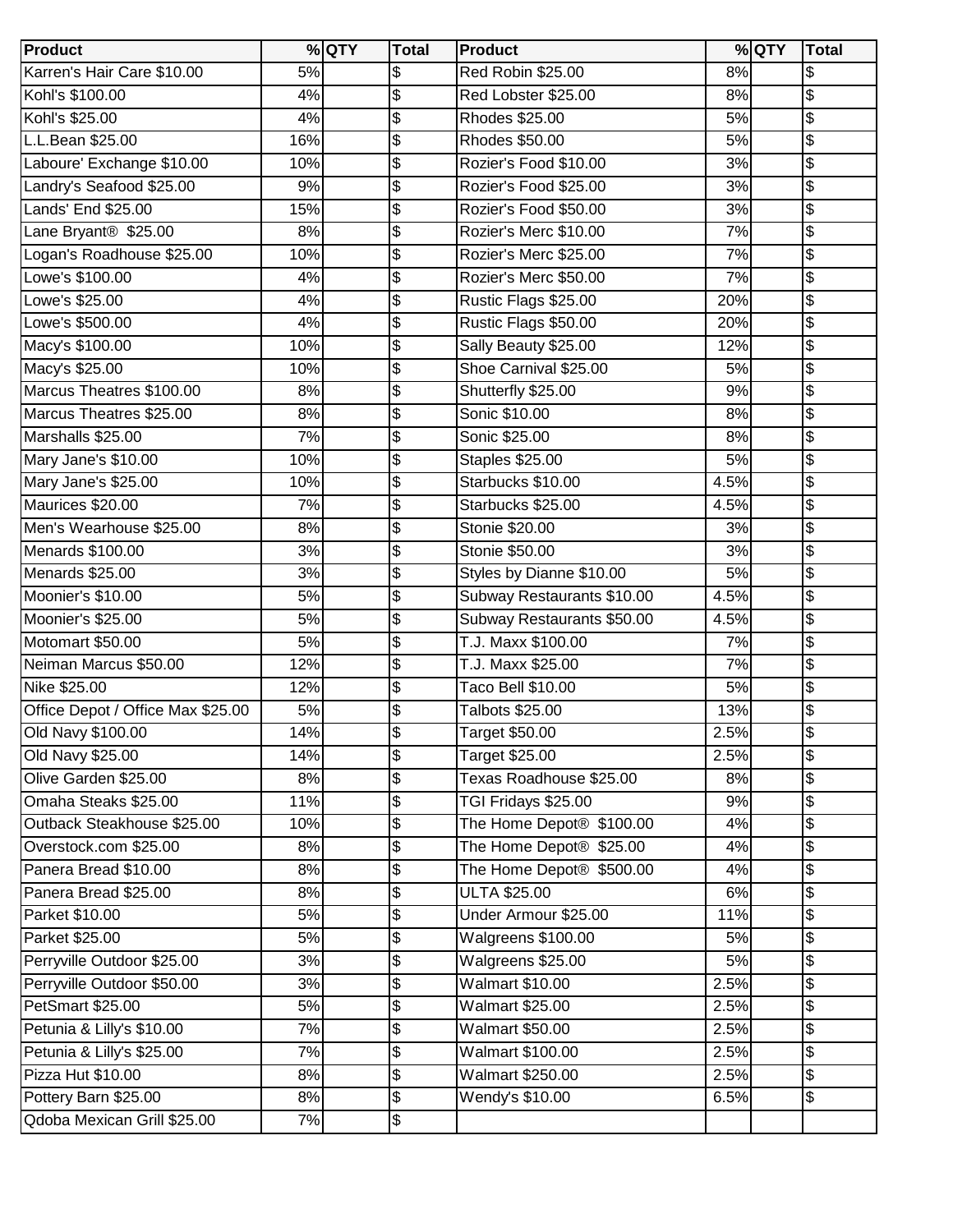| Product | % | QTY | Total | Product | % | QTY | Total |
|---|---|---|---|---|---|---|---|
| Karren's Hair Care $10.00 | 5% | | $ | Red Robin $25.00 | 8% | | $ |
| Kohl's $100.00 | 4% | | $ | Red Lobster $25.00 | 8% | | $ |
| Kohl's $25.00 | 4% | | $ | Rhodes $25.00 | 5% | | $ |
| L.L.Bean $25.00 | 16% | | $ | Rhodes $50.00 | 5% | | $ |
| Laboure' Exchange $10.00 | 10% | | $ | Rozier's Food $10.00 | 3% | | $ |
| Landry's Seafood $25.00 | 9% | | $ | Rozier's Food $25.00 | 3% | | $ |
| Lands' End $25.00 | 15% | | $ | Rozier's Food $50.00 | 3% | | $ |
| Lane Bryant® $25.00 | 8% | | $ | Rozier's Merc $10.00 | 7% | | $ |
| Logan's Roadhouse $25.00 | 10% | | $ | Rozier's Merc $25.00 | 7% | | $ |
| Lowe's $100.00 | 4% | | $ | Rozier's Merc $50.00 | 7% | | $ |
| Lowe's $25.00 | 4% | | $ | Rustic Flags $25.00 | 20% | | $ |
| Lowe's $500.00 | 4% | | $ | Rustic Flags $50.00 | 20% | | $ |
| Macy's $100.00 | 10% | | $ | Sally Beauty $25.00 | 12% | | $ |
| Macy's $25.00 | 10% | | $ | Shoe Carnival $25.00 | 5% | | $ |
| Marcus Theatres $100.00 | 8% | | $ | Shutterfly $25.00 | 9% | | $ |
| Marcus Theatres $25.00 | 8% | | $ | Sonic $10.00 | 8% | | $ |
| Marshalls $25.00 | 7% | | $ | Sonic $25.00 | 8% | | $ |
| Mary Jane's $10.00 | 10% | | $ | Staples $25.00 | 5% | | $ |
| Mary Jane's $25.00 | 10% | | $ | Starbucks $10.00 | 4.5% | | $ |
| Maurices $20.00 | 7% | | $ | Starbucks $25.00 | 4.5% | | $ |
| Men's Wearhouse $25.00 | 8% | | $ | Stonie $20.00 | 3% | | $ |
| Menards $100.00 | 3% | | $ | Stonie $50.00 | 3% | | $ |
| Menards $25.00 | 3% | | $ | Styles by Dianne $10.00 | 5% | | $ |
| Moonier's $10.00 | 5% | | $ | Subway Restaurants $10.00 | 4.5% | | $ |
| Moonier's $25.00 | 5% | | $ | Subway Restaurants $50.00 | 4.5% | | $ |
| Motomart $50.00 | 5% | | $ | T.J. Maxx $100.00 | 7% | | $ |
| Neiman Marcus $50.00 | 12% | | $ | T.J. Maxx $25.00 | 7% | | $ |
| Nike $25.00 | 12% | | $ | Taco Bell $10.00 | 5% | | $ |
| Office Depot / Office Max $25.00 | 5% | | $ | Talbots $25.00 | 13% | | $ |
| Old Navy $100.00 | 14% | | $ | Target $50.00 | 2.5% | | $ |
| Old Navy $25.00 | 14% | | $ | Target $25.00 | 2.5% | | $ |
| Olive Garden $25.00 | 8% | | $ | Texas Roadhouse $25.00 | 8% | | $ |
| Omaha Steaks $25.00 | 11% | | $ | TGI Fridays $25.00 | 9% | | $ |
| Outback Steakhouse $25.00 | 10% | | $ | The Home Depot® $100.00 | 4% | | $ |
| Overstock.com $25.00 | 8% | | $ | The Home Depot® $25.00 | 4% | | $ |
| Panera Bread $10.00 | 8% | | $ | The Home Depot® $500.00 | 4% | | $ |
| Panera Bread $25.00 | 8% | | $ | ULTA $25.00 | 6% | | $ |
| Parket $10.00 | 5% | | $ | Under Armour $25.00 | 11% | | $ |
| Parket $25.00 | 5% | | $ | Walgreens $100.00 | 5% | | $ |
| Perryville Outdoor $25.00 | 3% | | $ | Walgreens $25.00 | 5% | | $ |
| Perryville Outdoor $50.00 | 3% | | $ | Walmart $10.00 | 2.5% | | $ |
| PetSmart $25.00 | 5% | | $ | Walmart $25.00 | 2.5% | | $ |
| Petunia & Lilly's $10.00 | 7% | | $ | Walmart $50.00 | 2.5% | | $ |
| Petunia & Lilly's $25.00 | 7% | | $ | Walmart $100.00 | 2.5% | | $ |
| Pizza Hut $10.00 | 8% | | $ | Walmart $250.00 | 2.5% | | $ |
| Pottery Barn $25.00 | 8% | | $ | Wendy's $10.00 | 6.5% | | $ |
| Qdoba Mexican Grill $25.00 | 7% | | $ | | | | |